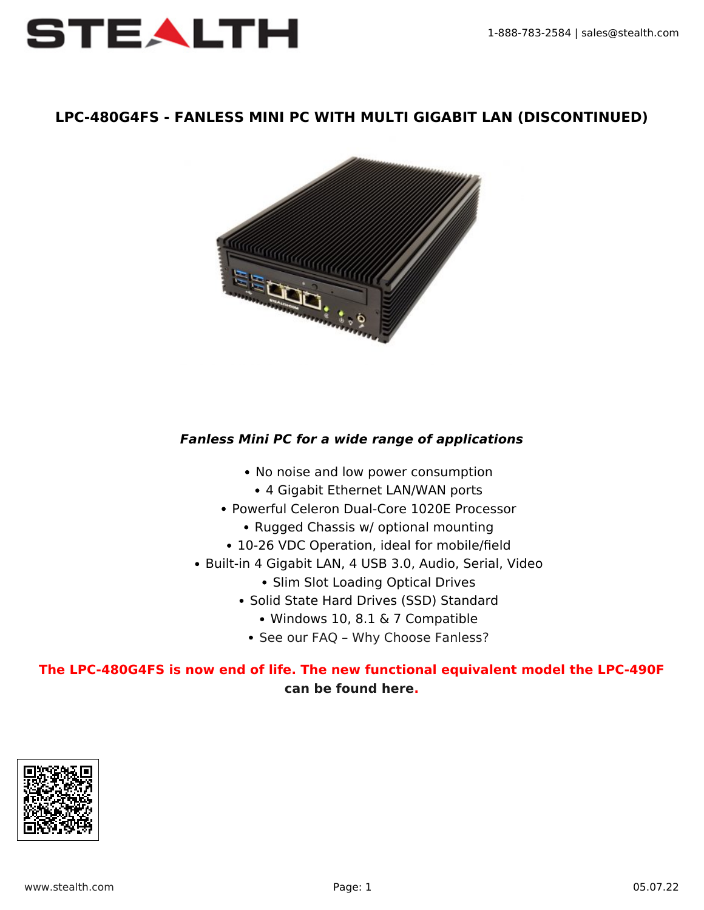# LPC-480G4FS - FANLESS MINI PC WITH MULTI GIGABIT LAN (DISCONTINUED)

***Fanless Mini PC for a wide range of applications***

- No noise and low power consumption
- 4 Gigabit Ethernet LAN/WAN ports
- Powerful Celeron Dual-Core 1020E Processor
- Rugged Chassis w/ optional mounting
- 10-26 VDC Operation, ideal for mobile/field
- Built-in 4 Gigabit LAN, 4 USB 3.0, Audio, Serial, Video
- Slim Slot Loading Optical Drives
- Solid State Hard Drives (SSD) Standard
- Windows 10, 8.1 & 7 Compatible
- See our FAQ – Why Choose Fanless?

**The LPC-480G4FS is now end of life. The new functional equivalent model the LPC-490F can be found here.**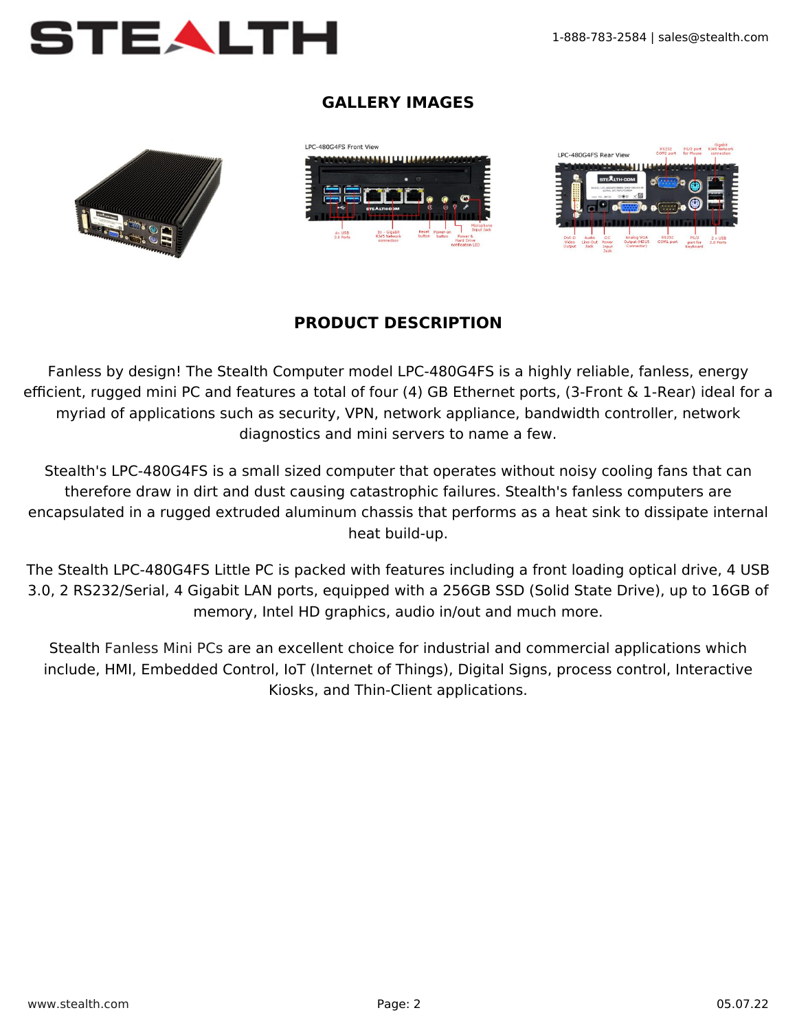## GALLERY IMAGES

## PRODUCT DESCRIPTION

Fanless by design! The Stealth Computer model LPC-480G4FS is a highly reliable, fanless, energy efficient, rugged mini PC and features a total of four (4) GB Ethernet ports, (3-Front & 1-Rear) ideal for a myriad of applications such as security, VPN, network appliance, bandwidth controller, network diagnostics and mini servers to name a few.

Stealth's LPC-480G4FS is a small sized computer that operates without noisy cooling fans that can therefore draw in dirt and dust causing catastrophic failures. Stealth's fanless computers are encapsulated in a rugged extruded aluminum chassis that performs as a heat sink to dissipate internal heat build-up.

The Stealth LPC-480G4FS Little PC is packed with features including a front loading optical drive, 4 USB 3.0, 2 RS232/Serial, 4 Gigabit LAN ports, equipped with a 256GB SSD (Solid State Drive), up to 16GB of memory, Intel HD graphics, audio in/out and much more.

Stealth Fanless Mini PCs are an excellent choice for industrial and commercial applications which include, HMI, Embedded Control, IoT (Internet of Things), Digital Signs, process control, Interactive Kiosks, and Thin-Client applications.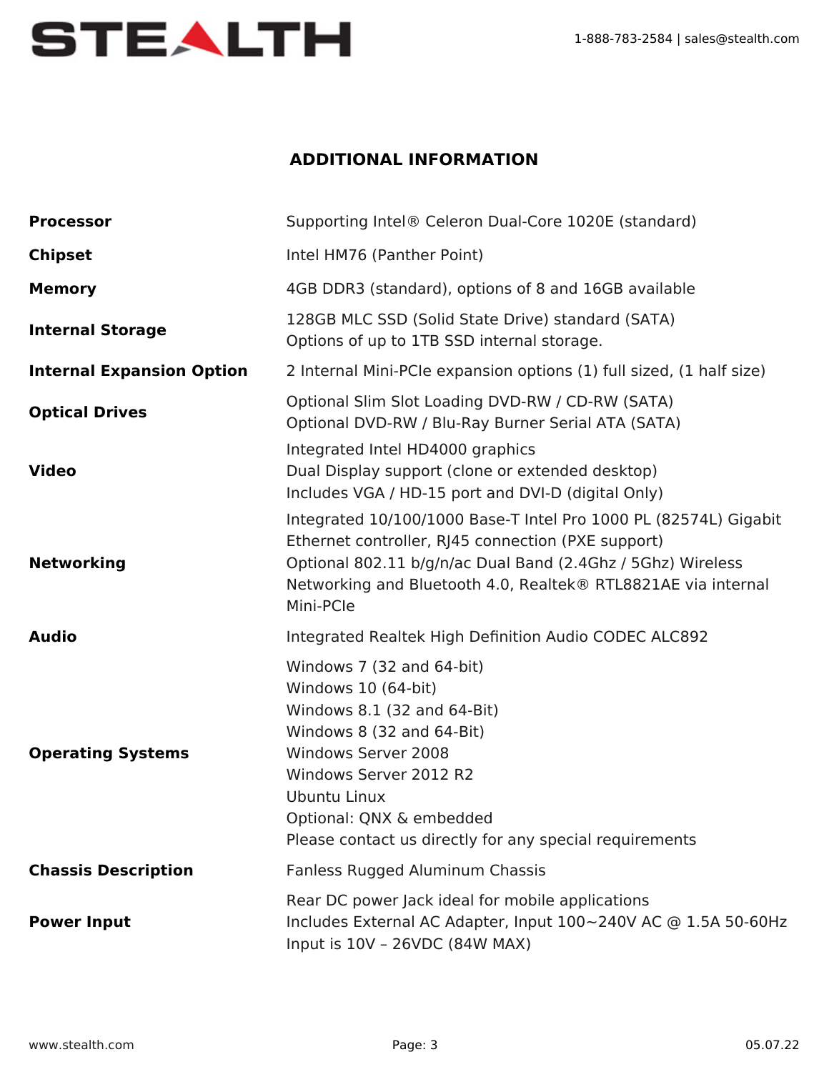## ADDITIONAL INFORMATION

| | |
|---|---|
| **Processor** | Supporting Intel® Celeron Dual-Core 1020E (standard) |
| **Chipset** | Intel HM76 (Panther Point) |
| **Memory** | 4GB DDR3 (standard), options of 8 and 16GB available |
| **Internal Storage** | 128GB MLC SSD (Solid State Drive) standard (SATA)<br>Options of up to 1TB SSD internal storage. |
| **Internal Expansion Option** | 2 Internal Mini-PCIe expansion options (1) full sized, (1 half size) |
| **Optical Drives** | Optional Slim Slot Loading DVD-RW / CD-RW (SATA)<br>Optional DVD-RW / Blu-Ray Burner Serial ATA (SATA) |
| **Video** | Integrated Intel HD4000 graphics<br>Dual Display support (clone or extended desktop)<br>Includes VGA / HD-15 port and DVI-D (digital Only) |
| **Networking** | Integrated 10/100/1000 Base-T Intel Pro 1000 PL (82574L) Gigabit Ethernet controller, RJ45 connection (PXE support)<br>Optional 802.11 b/g/n/ac Dual Band (2.4Ghz / 5Ghz) Wireless Networking and Bluetooth 4.0, Realtek® RTL8821AE via internal Mini-PCIe |
| **Audio** | Integrated Realtek High Definition Audio CODEC ALC892 |
| **Operating Systems** | Windows 7 (32 and 64-bit)<br>Windows 10 (64-bit)<br>Windows 8.1 (32 and 64-Bit)<br>Windows 8 (32 and 64-Bit)<br>Windows Server 2008<br>Windows Server 2012 R2<br>Ubuntu Linux<br>Optional: QNX & embedded<br>Please contact us directly for any special requirements |
| **Chassis Description** | Fanless Rugged Aluminum Chassis |
| **Power Input** | Rear DC power Jack ideal for mobile applications<br>Includes External AC Adapter, Input 100~240V AC @ 1.5A 50-60Hz<br>Input is 10V – 26VDC (84W MAX) |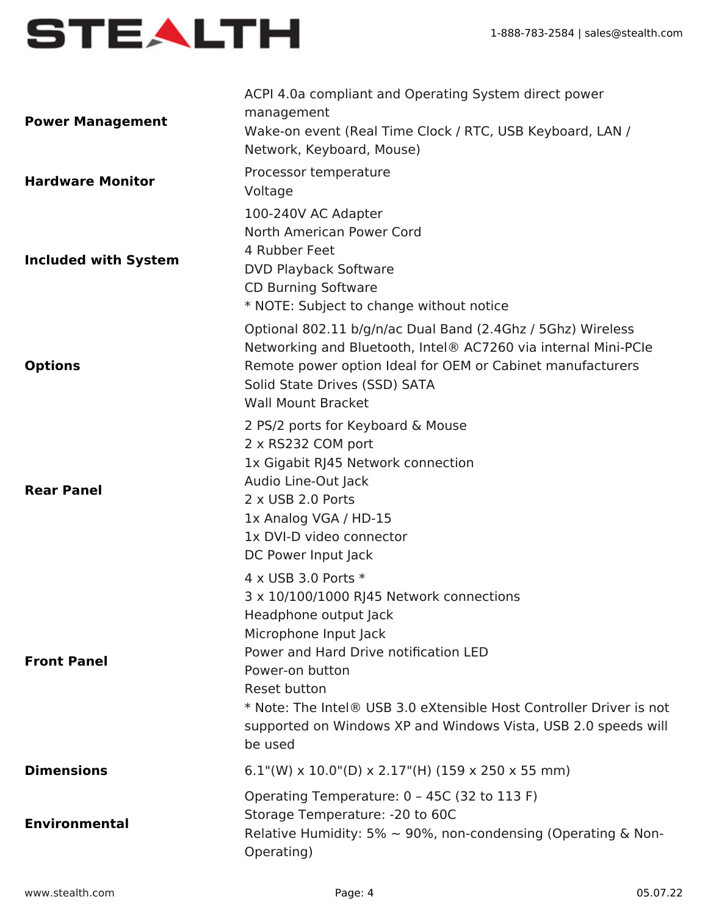| | |
|---|---|
| **Power Management** | ACPI 4.0a compliant and Operating System direct power management<br>Wake-on event (Real Time Clock / RTC, USB Keyboard, LAN / Network, Keyboard, Mouse) |
| **Hardware Monitor** | Processor temperature<br>Voltage |
| **Included with System** | 100-240V AC Adapter<br>North American Power Cord<br>4 Rubber Feet<br>DVD Playback Software<br>CD Burning Software<br>* NOTE: Subject to change without notice |
| **Options** | Optional 802.11 b/g/n/ac Dual Band (2.4Ghz / 5Ghz) Wireless Networking and Bluetooth, Intel® AC7260 via internal Mini-PCIe<br>Remote power option Ideal for OEM or Cabinet manufacturers<br>Solid State Drives (SSD) SATA<br>Wall Mount Bracket |
| **Rear Panel** | 2 PS/2 ports for Keyboard & Mouse<br>2 x RS232 COM port<br>1x Gigabit RJ45 Network connection<br>Audio Line-Out Jack<br>2 x USB 2.0 Ports<br>1x Analog VGA / HD-15<br>1x DVI-D video connector<br>DC Power Input Jack |
| **Front Panel** | 4 x USB 3.0 Ports *<br>3 x 10/100/1000 RJ45 Network connections<br>Headphone output Jack<br>Microphone Input Jack<br>Power and Hard Drive notification LED<br>Power-on button<br>Reset button<br>* Note: The Intel® USB 3.0 eXtensible Host Controller Driver is not supported on Windows XP and Windows Vista, USB 2.0 speeds will be used |
| **Dimensions** | 6.1"(W) x 10.0"(D) x 2.17"(H) (159 x 250 x 55 mm) |
| **Environmental** | Operating Temperature: 0 – 45C (32 to 113 F)<br>Storage Temperature: -20 to 60C<br>Relative Humidity: 5% ~ 90%, non-condensing (Operating & Non-Operating) |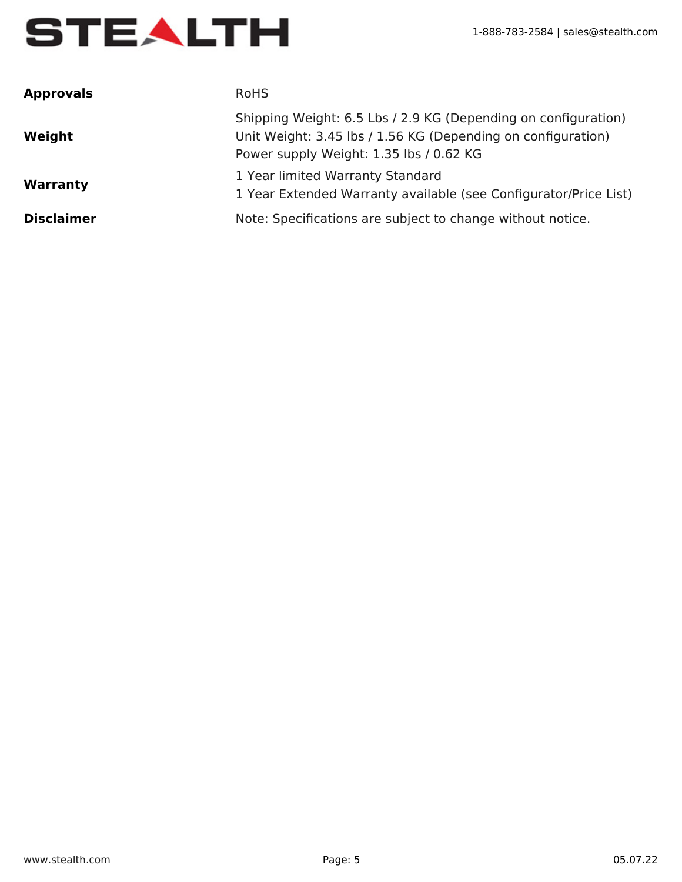| | |
|---|---|
| **Approvals** | RoHS |
| **Weight** | Shipping Weight: 6.5 Lbs / 2.9 KG (Depending on configuration)<br>Unit Weight: 3.45 lbs / 1.56 KG (Depending on configuration)<br>Power supply Weight: 1.35 lbs / 0.62 KG |
| **Warranty** | 1 Year limited Warranty Standard<br>1 Year Extended Warranty available (see Configurator/Price List) |
| **Disclaimer** | Note: Specifications are subject to change without notice. |